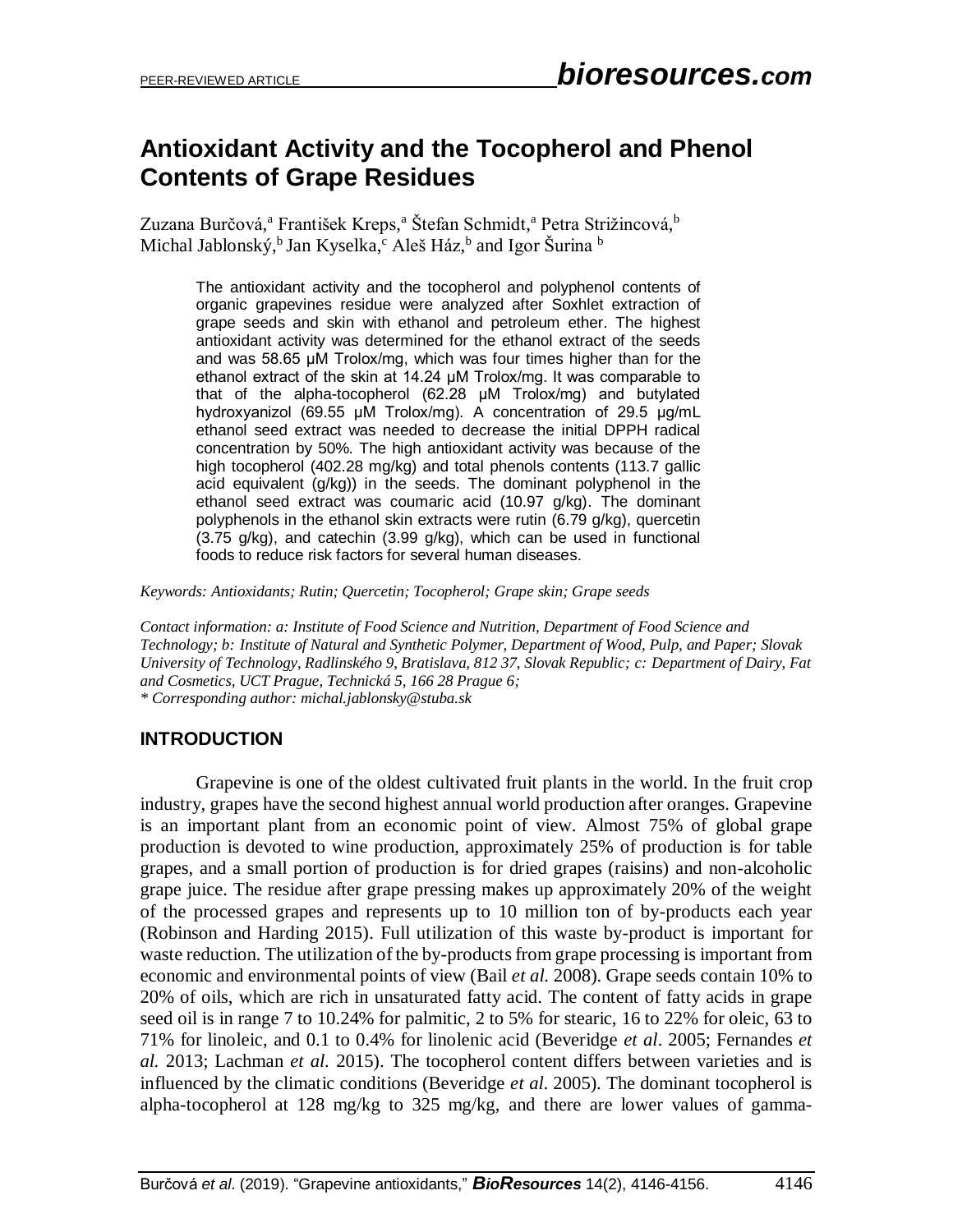# Antioxidant Activity and the Tocopherol and Phenol Contents of Grape Residues

Zuzana Burčová,[a] František Kreps,[a] Štefan Schmidt,[a] Petra Strižincová,[b] Michal Jablonský,[b] Jan Kyselka,[c] Aleš Ház,[b] and Igor Šurina [b]

The antioxidant activity and the tocopherol and polyphenol contents of organic grapevines residue were analyzed after Soxhlet extraction of grape seeds and skin with ethanol and petroleum ether. The highest antioxidant activity was determined for the ethanol extract of the seeds and was 58.65 µM Trolox/mg, which was four times higher than for the ethanol extract of the skin at 14.24 µM Trolox/mg. It was comparable to that of the alpha-tocopherol (62.28 µM Trolox/mg) and butylated hydroxyanizol (69.55 µM Trolox/mg). A concentration of 29.5 µg/mL ethanol seed extract was needed to decrease the initial DPPH radical concentration by 50%. The high antioxidant activity was because of the high tocopherol (402.28 mg/kg) and total phenols contents (113.7 gallic acid equivalent (g/kg)) in the seeds. The dominant polyphenol in the ethanol seed extract was coumaric acid (10.97 g/kg). The dominant polyphenols in the ethanol skin extracts were rutin (6.79 g/kg), quercetin (3.75 g/kg), and catechin (3.99 g/kg), which can be used in functional foods to reduce risk factors for several human diseases.

*Keywords: Antioxidants; Rutin; Quercetin; Tocopherol; Grape skin; Grape seeds*

*Contact information: a: Institute of Food Science and Nutrition, Department of Food Science and Technology; b: Institute of Natural and Synthetic Polymer, Department of Wood, Pulp, and Paper; Slovak University of Technology, Radlinského 9, Bratislava, 812 37, Slovak Republic; c: Department of Dairy, Fat and Cosmetics, UCT Prague, Technická 5, 166 28 Prague 6;*
*\* Corresponding author: michal.jablonsky@stuba.sk*

## INTRODUCTION

Grapevine is one of the oldest cultivated fruit plants in the world. In the fruit crop industry, grapes have the second highest annual world production after oranges. Grapevine is an important plant from an economic point of view. Almost 75% of global grape production is devoted to wine production, approximately 25% of production is for table grapes, and a small portion of production is for dried grapes (raisins) and non-alcoholic grape juice. The residue after grape pressing makes up approximately 20% of the weight of the processed grapes and represents up to 10 million ton of by-products each year (Robinson and Harding 2015). Full utilization of this waste by-product is important for waste reduction. The utilization of the by-products from grape processing is important from economic and environmental points of view (Bail *et al.* 2008). Grape seeds contain 10% to 20% of oils, which are rich in unsaturated fatty acid. The content of fatty acids in grape seed oil is in range 7 to 10.24% for palmitic, 2 to 5% for stearic, 16 to 22% for oleic, 63 to 71% for linoleic, and 0.1 to 0.4% for linolenic acid (Beveridge *et al.* 2005; Fernandes *et al.* 2013; Lachman *et al.* 2015). The tocopherol content differs between varieties and is influenced by the climatic conditions (Beveridge *et al.* 2005). The dominant tocopherol is alpha-tocopherol at 128 mg/kg to 325 mg/kg, and there are lower values of gamma-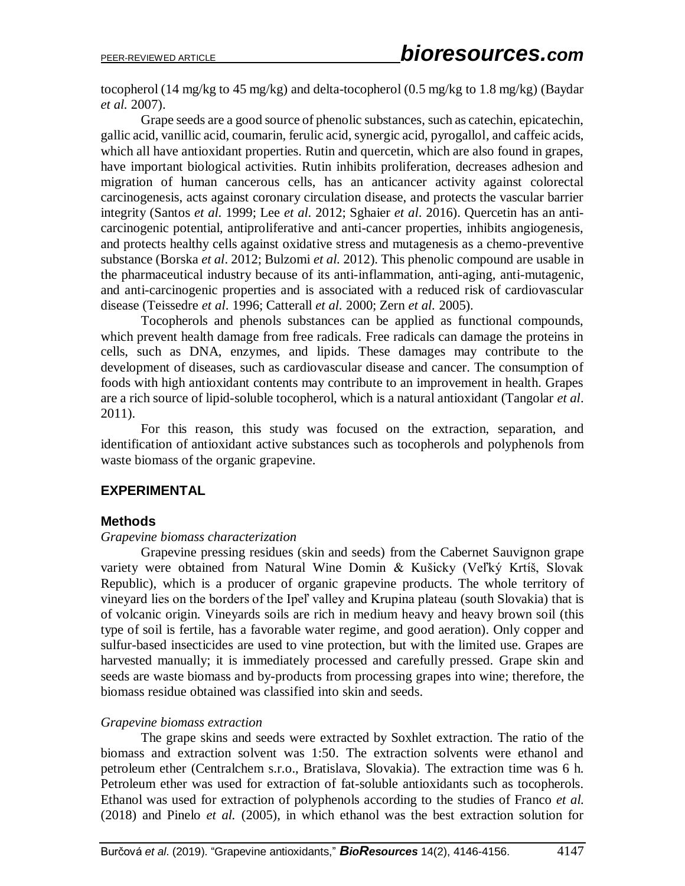tocopherol (14 mg/kg to 45 mg/kg) and delta-tocopherol (0.5 mg/kg to 1.8 mg/kg) (Baydar *et al.* 2007).

Grape seeds are a good source of phenolic substances, such as catechin, epicatechin, gallic acid, vanillic acid, coumarin, ferulic acid, synergic acid, pyrogallol, and caffeic acids, which all have antioxidant properties. Rutin and quercetin, which are also found in grapes, have important biological activities. Rutin inhibits proliferation, decreases adhesion and migration of human cancerous cells, has an anticancer activity against colorectal carcinogenesis, acts against coronary circulation disease, and protects the vascular barrier integrity (Santos *et al*. 1999; Lee *et al.* 2012; Sghaier *et al*. 2016). Quercetin has an anti-carcinogenic potential, antiproliferative and anti-cancer properties, inhibits angiogenesis, and protects healthy cells against oxidative stress and mutagenesis as a chemo-preventive substance (Borska *et al*. 2012; Bulzomi *et al.* 2012). This phenolic compound are usable in the pharmaceutical industry because of its anti-inflammation, anti-aging, anti-mutagenic, and anti-carcinogenic properties and is associated with a reduced risk of cardiovascular disease (Teissedre *et al*. 1996; Catterall *et al.* 2000; Zern *et al.* 2005).

Tocopherols and phenols substances can be applied as functional compounds, which prevent health damage from free radicals. Free radicals can damage the proteins in cells, such as DNA, enzymes, and lipids. These damages may contribute to the development of diseases, such as cardiovascular disease and cancer. The consumption of foods with high antioxidant contents may contribute to an improvement in health. Grapes are a rich source of lipid-soluble tocopherol, which is a natural antioxidant (Tangolar *et al*. 2011).

For this reason, this study was focused on the extraction, separation, and identification of antioxidant active substances such as tocopherols and polyphenols from waste biomass of the organic grapevine.

## EXPERIMENTAL

### Methods

*Grapevine biomass characterization*

Grapevine pressing residues (skin and seeds) from the Cabernet Sauvignon grape variety were obtained from Natural Wine Domin & Kušicky (Veľký Krtíš, Slovak Republic), which is a producer of organic grapevine products. The whole territory of vineyard lies on the borders of the Ipeľ valley and Krupina plateau (south Slovakia) that is of volcanic origin. Vineyards soils are rich in medium heavy and heavy brown soil (this type of soil is fertile, has a favorable water regime, and good aeration). Only copper and sulfur-based insecticides are used to vine protection, but with the limited use. Grapes are harvested manually; it is immediately processed and carefully pressed. Grape skin and seeds are waste biomass and by-products from processing grapes into wine; therefore, the biomass residue obtained was classified into skin and seeds.

*Grapevine biomass extraction*

The grape skins and seeds were extracted by Soxhlet extraction. The ratio of the biomass and extraction solvent was 1:50. The extraction solvents were ethanol and petroleum ether (Centralchem s.r.o., Bratislava, Slovakia). The extraction time was 6 h. Petroleum ether was used for extraction of fat-soluble antioxidants such as tocopherols. Ethanol was used for extraction of polyphenols according to the studies of Franco *et al.* (2018) and Pinelo *et al.* (2005), in which ethanol was the best extraction solution for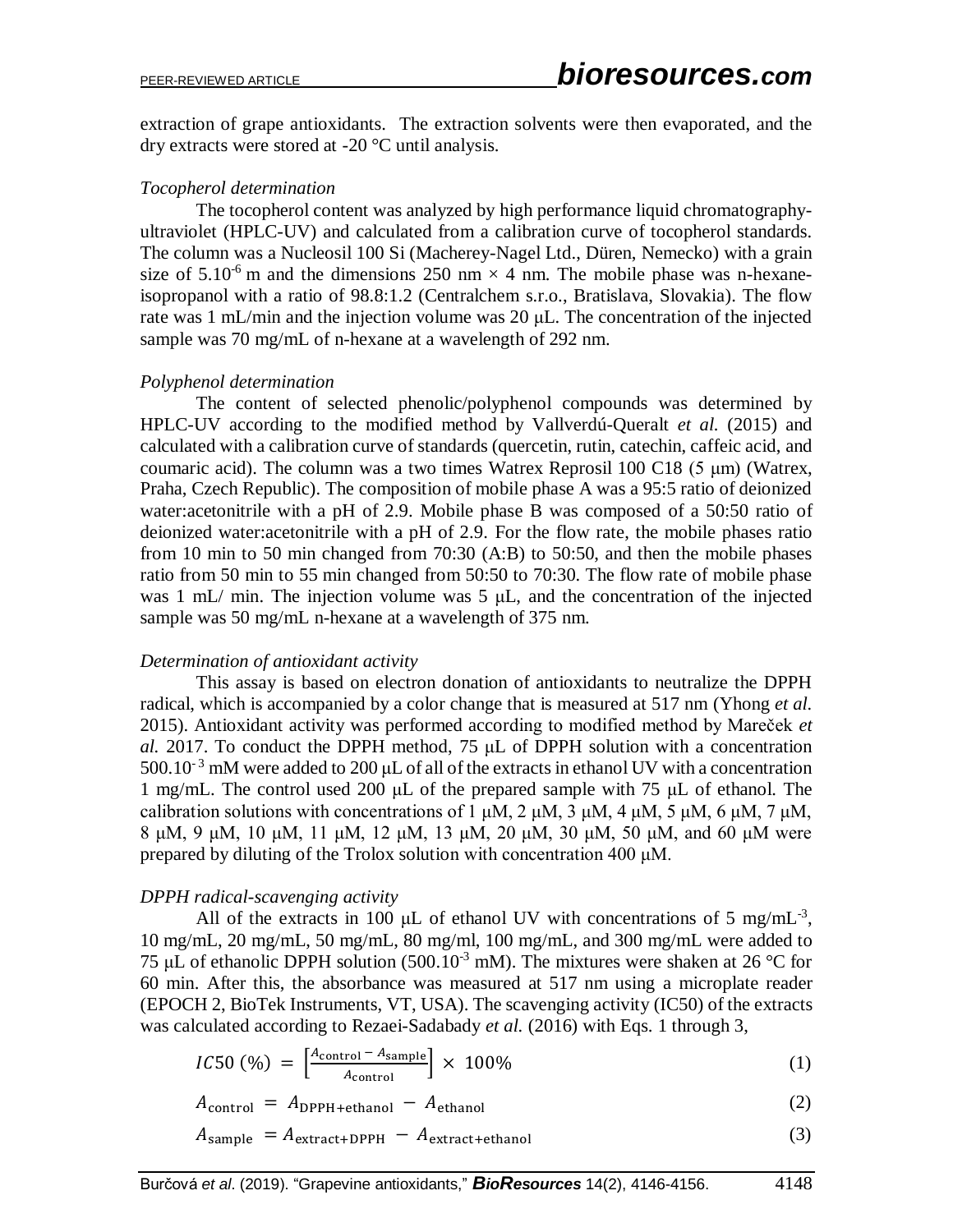extraction of grape antioxidants. The extraction solvents were then evaporated, and the dry extracts were stored at -20 °C until analysis.

*Tocopherol determination*

The tocopherol content was analyzed by high performance liquid chromatography-ultraviolet (HPLC-UV) and calculated from a calibration curve of tocopherol standards. The column was a Nucleosil 100 Si (Macherey-Nagel Ltd., Düren, Nemecko) with a grain size of $5.10^{-6}$ m and the dimensions 250 nm × 4 nm. The mobile phase was n-hexane-isopropanol with a ratio of 98.8:1.2 (Centralchem s.r.o., Bratislava, Slovakia). The flow rate was 1 mL/min and the injection volume was 20 μL. The concentration of the injected sample was 70 mg/mL of n-hexane at a wavelength of 292 nm.

*Polyphenol determination*

The content of selected phenolic/polyphenol compounds was determined by HPLC-UV according to the modified method by Vallverdú-Queralt *et al.* (2015) and calculated with a calibration curve of standards (quercetin, rutin, catechin, caffeic acid, and coumaric acid). The column was a two times Watrex Reprosil 100 C18 (5 μm) (Watrex, Praha, Czech Republic). The composition of mobile phase A was a 95:5 ratio of deionized water:acetonitrile with a pH of 2.9. Mobile phase B was composed of a 50:50 ratio of deionized water:acetonitrile with a pH of 2.9. For the flow rate, the mobile phases ratio from 10 min to 50 min changed from 70:30 (A:B) to 50:50, and then the mobile phases ratio from 50 min to 55 min changed from 50:50 to 70:30. The flow rate of mobile phase was 1 mL/ min. The injection volume was 5 μL, and the concentration of the injected sample was 50 mg/mL n-hexane at a wavelength of 375 nm.

*Determination of antioxidant activity*

This assay is based on electron donation of antioxidants to neutralize the DPPH radical, which is accompanied by a color change that is measured at 517 nm (Yhong *et al.* 2015). Antioxidant activity was performed according to modified method by Mareček *et al.* 2017. To conduct the DPPH method, 75 μL of DPPH solution with a concentration $500.10^{-3}$ mM were added to 200 μL of all of the extracts in ethanol UV with a concentration 1 mg/mL. The control used 200 μL of the prepared sample with 75 μL of ethanol. The calibration solutions with concentrations of 1 μM, 2 μM, 3 μM, 4 μM, 5 μM, 6 μM, 7 μM, 8 μM, 9 μM, 10 μM, 11 μM, 12 μM, 13 μM, 20 μM, 30 μM, 50 μM, and 60 μM were prepared by diluting of the Trolox solution with concentration 400 μM.

*DPPH radical-scavenging activity*

All of the extracts in 100 μL of ethanol UV with concentrations of 5 $mg/mL^{-3}$, 10 mg/mL, 20 mg/mL, 50 mg/mL, 80 mg/ml, 100 mg/mL, and 300 mg/mL were added to 75 μL of ethanolic DPPH solution ($500.10^{-3}$ mM). The mixtures were shaken at 26 °C for 60 min. After this, the absorbance was measured at 517 nm using a microplate reader (EPOCH 2, BioTek Instruments, VT, USA). The scavenging activity (IC50) of the extracts was calculated according to Rezaei-Sadabady *et al.* (2016) with Eqs. 1 through 3,

$$IC50\ (\%) = \left[\frac{A_{\text{control}} - A_{\text{sample}}}{A_{\text{control}}}\right] \times 100\% \tag{1}$$

$$A_{\text{control}} = A_{\text{DPPH+ethanol}} - A_{\text{ethanol}} \tag{2}$$

$$A_{\text{sample}} = A_{\text{extract+DPPH}} - A_{\text{extract+ethanol}} \tag{3}$$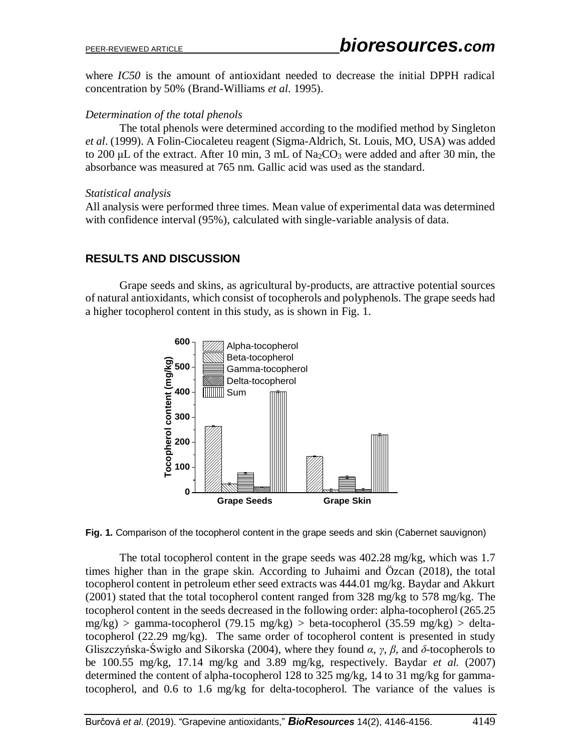where *IC50* is the amount of antioxidant needed to decrease the initial DPPH radical concentration by 50% (Brand-Williams *et al*. 1995).

*Determination of the total phenols*

The total phenols were determined according to the modified method by Singleton *et al*. (1999). A Folin-Ciocaleteu reagent (Sigma-Aldrich, St. Louis, MO, USA) was added to 200 μL of the extract. After 10 min, 3 mL of $Na_2CO_3$ were added and after 30 min, the absorbance was measured at 765 nm. Gallic acid was used as the standard.

*Statistical analysis*

All analysis were performed three times. Mean value of experimental data was determined with confidence interval (95%), calculated with single-variable analysis of data.

## RESULTS AND DISCUSSION

Grape seeds and skins, as agricultural by-products, are attractive potential sources of natural antioxidants, which consist of tocopherols and polyphenols. The grape seeds had a higher tocopherol content in this study, as is shown in Fig. 1.

**Fig. 1.** Comparison of the tocopherol content in the grape seeds and skin (Cabernet sauvignon)

The total tocopherol content in the grape seeds was 402.28 mg/kg, which was 1.7 times higher than in the grape skin. According to Juhaimi and Özcan (2018), the total tocopherol content in petroleum ether seed extracts was 444.01 mg/kg. Baydar and Akkurt (2001) stated that the total tocopherol content ranged from 328 mg/kg to 578 mg/kg. The tocopherol content in the seeds decreased in the following order: alpha-tocopherol (265.25 mg/kg) > gamma-tocopherol (79.15 mg/kg) > beta-tocopherol (35.59 mg/kg) > delta-tocopherol (22.29 mg/kg). The same order of tocopherol content is presented in study Gliszczyńska-Świgło and Sikorska (2004), where they found *α*, *γ*, *β*, and *δ*-tocopherols to be 100.55 mg/kg, 17.14 mg/kg and 3.89 mg/kg, respectively. Baydar *et al.* (2007) determined the content of alpha-tocopherol 128 to 325 mg/kg, 14 to 31 mg/kg for gamma-tocopherol, and 0.6 to 1.6 mg/kg for delta-tocopherol. The variance of the values is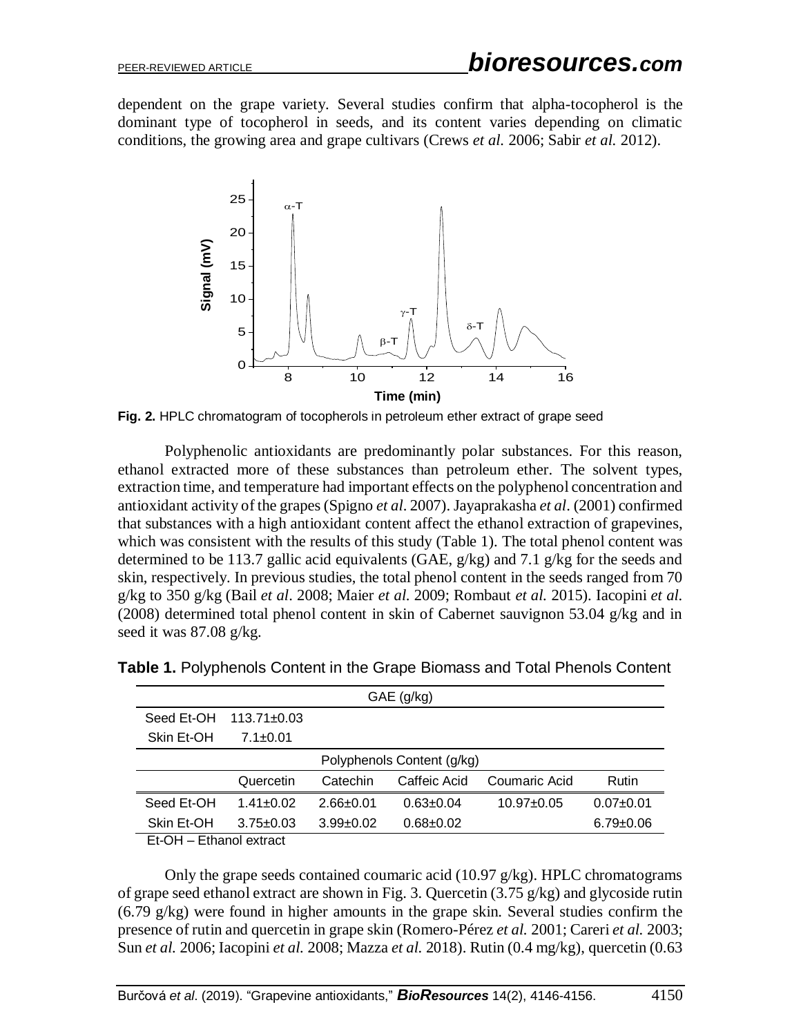dependent on the grape variety. Several studies confirm that alpha-tocopherol is the dominant type of tocopherol in seeds, and its content varies depending on climatic conditions, the growing area and grape cultivars (Crews *et al.* 2006; Sabir *et al.* 2012).

**Fig. 2.** HPLC chromatogram of tocopherols in petroleum ether extract of grape seed

Polyphenolic antioxidants are predominantly polar substances. For this reason, ethanol extracted more of these substances than petroleum ether. The solvent types, extraction time, and temperature had important effects on the polyphenol concentration and antioxidant activity of the grapes (Spigno *et al*. 2007). Jayaprakasha *et al*. (2001) confirmed that substances with a high antioxidant content affect the ethanol extraction of grapevines, which was consistent with the results of this study (Table 1). The total phenol content was determined to be 113.7 gallic acid equivalents (GAE, g/kg) and 7.1 g/kg for the seeds and skin, respectively. In previous studies, the total phenol content in the seeds ranged from 70 g/kg to 350 g/kg (Bail *et al*. 2008; Maier *et al.* 2009; Rombaut *et al.* 2015). Iacopini *et al.* (2008) determined total phenol content in skin of Cabernet sauvignon 53.04 g/kg and in seed it was 87.08 g/kg.

**Table 1.** Polyphenols Content in the Grape Biomass and Total Phenols Content

| | GAE (g/kg) | | | | |
|---|---|---|---|---|---|
| Seed Et-OH | 113.71±0.03 | | | | |
| Skin Et-OH | 7.1±0.01 | | | | |
| | Polyphenols Content (g/kg) | | | | |
| | Quercetin | Catechin | Caffeic Acid | Coumaric Acid | Rutin |
| Seed Et-OH | 1.41±0.02 | 2.66±0.01 | 0.63±0.04 | 10.97±0.05 | 0.07±0.01 |
| Skin Et-OH | 3.75±0.03 | 3.99±0.02 | 0.68±0.02 | | 6.79±0.06 |

Et-OH – Ethanol extract

Only the grape seeds contained coumaric acid (10.97 g/kg). HPLC chromatograms of grape seed ethanol extract are shown in Fig. 3. Quercetin (3.75 g/kg) and glycoside rutin (6.79 g/kg) were found in higher amounts in the grape skin. Several studies confirm the presence of rutin and quercetin in grape skin (Romero-Pérez *et al.* 2001; Careri *et al.* 2003; Sun *et al.* 2006; Iacopini *et al.* 2008; Mazza *et al.* 2018). Rutin (0.4 mg/kg), quercetin (0.63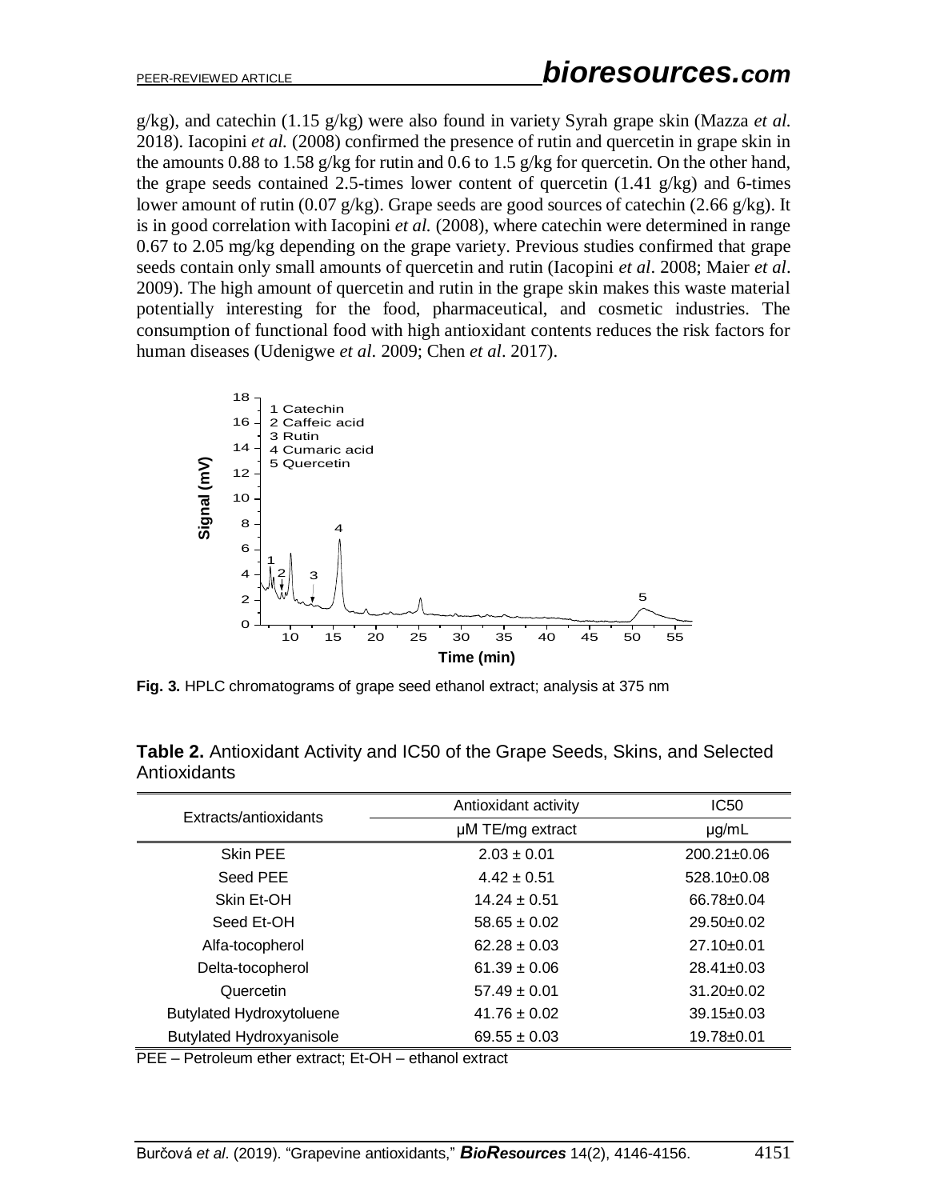g/kg), and catechin (1.15 g/kg) were also found in variety Syrah grape skin (Mazza *et al.* 2018). Iacopini *et al.* (2008) confirmed the presence of rutin and quercetin in grape skin in the amounts 0.88 to 1.58 g/kg for rutin and 0.6 to 1.5 g/kg for quercetin. On the other hand, the grape seeds contained 2.5-times lower content of quercetin (1.41 g/kg) and 6-times lower amount of rutin (0.07 g/kg). Grape seeds are good sources of catechin (2.66 g/kg). It is in good correlation with Iacopini *et al.* (2008), where catechin were determined in range 0.67 to 2.05 mg/kg depending on the grape variety. Previous studies confirmed that grape seeds contain only small amounts of quercetin and rutin (Iacopini *et al*. 2008; Maier *et al*. 2009). The high amount of quercetin and rutin in the grape skin makes this waste material potentially interesting for the food, pharmaceutical, and cosmetic industries. The consumption of functional food with high antioxidant contents reduces the risk factors for human diseases (Udenigwe *et al*. 2009; Chen *et al*. 2017).

**Fig. 3.** HPLC chromatograms of grape seed ethanol extract; analysis at 375 nm

**Table 2.** Antioxidant Activity and IC50 of the Grape Seeds, Skins, and Selected Antioxidants

| Extracts/antioxidants | Antioxidant activity | IC50 |
|---|---|---|
| | μM TE/mg extract | μg/mL |
| Skin PEE | 2.03 ± 0.01 | 200.21±0.06 |
| Seed PEE | 4.42 ± 0.51 | 528.10±0.08 |
| Skin Et-OH | 14.24 ± 0.51 | 66.78±0.04 |
| Seed Et-OH | 58.65 ± 0.02 | 29.50±0.02 |
| Alfa-tocopherol | 62.28 ± 0.03 | 27.10±0.01 |
| Delta-tocopherol | 61.39 ± 0.06 | 28.41±0.03 |
| Quercetin | 57.49 ± 0.01 | 31.20±0.02 |
| Butylated Hydroxytoluene | 41.76 ± 0.02 | 39.15±0.03 |
| Butylated Hydroxyanisole | 69.55 ± 0.03 | 19.78±0.01 |

PEE – Petroleum ether extract; Et-OH – ethanol extract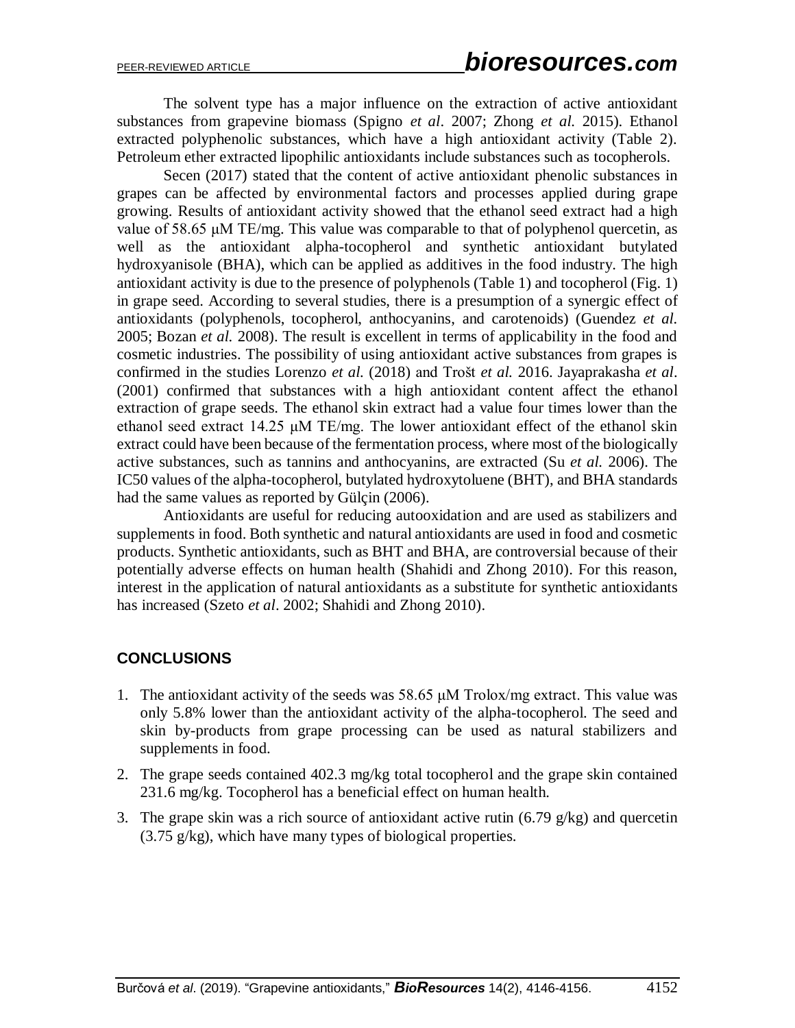The solvent type has a major influence on the extraction of active antioxidant substances from grapevine biomass (Spigno *et al*. 2007; Zhong *et al.* 2015). Ethanol extracted polyphenolic substances, which have a high antioxidant activity (Table 2). Petroleum ether extracted lipophilic antioxidants include substances such as tocopherols.

Secen (2017) stated that the content of active antioxidant phenolic substances in grapes can be affected by environmental factors and processes applied during grape growing. Results of antioxidant activity showed that the ethanol seed extract had a high value of 58.65 μM TE/mg. This value was comparable to that of polyphenol quercetin, as well as the antioxidant alpha-tocopherol and synthetic antioxidant butylated hydroxyanisole (BHA), which can be applied as additives in the food industry. The high antioxidant activity is due to the presence of polyphenols (Table 1) and tocopherol (Fig. 1) in grape seed. According to several studies, there is a presumption of a synergic effect of antioxidants (polyphenols, tocopherol, anthocyanins, and carotenoids) (Guendez *et al.* 2005; Bozan *et al.* 2008). The result is excellent in terms of applicability in the food and cosmetic industries. The possibility of using antioxidant active substances from grapes is confirmed in the studies Lorenzo *et al.* (2018) and Trošt *et al.* 2016. Jayaprakasha *et al*. (2001) confirmed that substances with a high antioxidant content affect the ethanol extraction of grape seeds. The ethanol skin extract had a value four times lower than the ethanol seed extract 14.25 μM TE/mg. The lower antioxidant effect of the ethanol skin extract could have been because of the fermentation process, where most of the biologically active substances, such as tannins and anthocyanins, are extracted (Su *et al.* 2006). The IC50 values of the alpha-tocopherol, butylated hydroxytoluene (BHT), and BHA standards had the same values as reported by Gülçin (2006).

Antioxidants are useful for reducing autooxidation and are used as stabilizers and supplements in food. Both synthetic and natural antioxidants are used in food and cosmetic products. Synthetic antioxidants, such as BHT and BHA, are controversial because of their potentially adverse effects on human health (Shahidi and Zhong 2010). For this reason, interest in the application of natural antioxidants as a substitute for synthetic antioxidants has increased (Szeto *et al*. 2002; Shahidi and Zhong 2010).

## CONCLUSIONS

1. The antioxidant activity of the seeds was 58.65 μM Trolox/mg extract. This value was only 5.8% lower than the antioxidant activity of the alpha-tocopherol. The seed and skin by-products from grape processing can be used as natural stabilizers and supplements in food.
2. The grape seeds contained 402.3 mg/kg total tocopherol and the grape skin contained 231.6 mg/kg. Tocopherol has a beneficial effect on human health.
3. The grape skin was a rich source of antioxidant active rutin (6.79 g/kg) and quercetin (3.75 g/kg), which have many types of biological properties.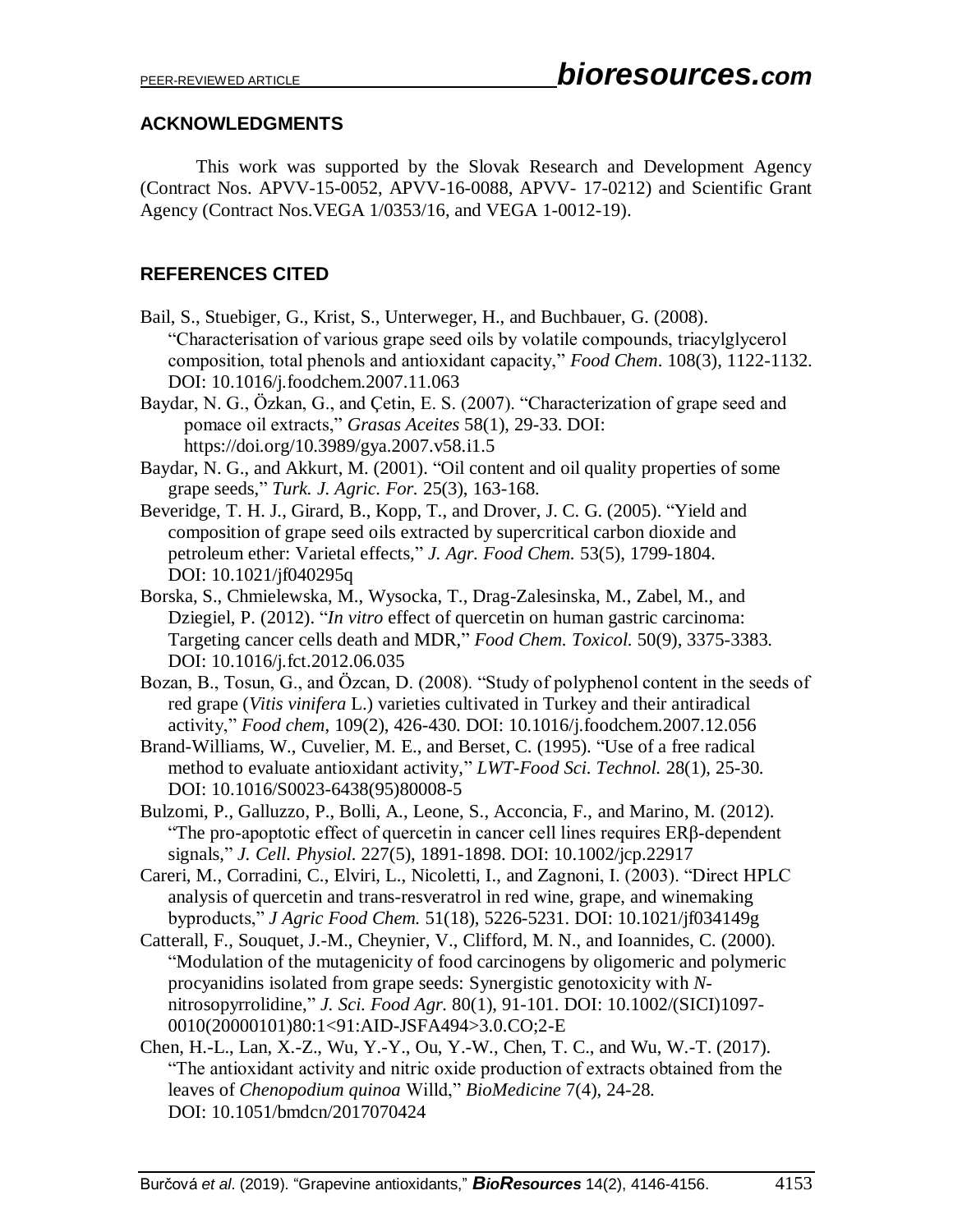## ACKNOWLEDGMENTS

This work was supported by the Slovak Research and Development Agency (Contract Nos. APVV-15-0052, APVV-16-0088, APVV- 17-0212) and Scientific Grant Agency (Contract Nos.VEGA 1/0353/16, and VEGA 1-0012-19).

## REFERENCES CITED

Bail, S., Stuebiger, G., Krist, S., Unterweger, H., and Buchbauer, G. (2008). "Characterisation of various grape seed oils by volatile compounds, triacylglycerol composition, total phenols and antioxidant capacity," *Food Chem*. 108(3), 1122-1132. DOI: 10.1016/j.foodchem.2007.11.063

Baydar, N. G., Özkan, G., and Çetin, E. S. (2007). "Characterization of grape seed and pomace oil extracts," *Grasas Aceites* 58(1), 29-33. DOI: https://doi.org/10.3989/gya.2007.v58.i1.5

Baydar, N. G., and Akkurt, M. (2001). "Oil content and oil quality properties of some grape seeds," *Turk. J. Agric. For.* 25(3), 163-168.

Beveridge, T. H. J., Girard, B., Kopp, T., and Drover, J. C. G. (2005). "Yield and composition of grape seed oils extracted by supercritical carbon dioxide and petroleum ether: Varietal effects," *J. Agr. Food Chem.* 53(5), 1799-1804. DOI: 10.1021/jf040295q

Borska, S., Chmielewska, M., Wysocka, T., Drag-Zalesinska, M., Zabel, M., and Dziegiel, P. (2012). "*In vitro* effect of quercetin on human gastric carcinoma: Targeting cancer cells death and MDR," *Food Chem. Toxicol.* 50(9), 3375-3383. DOI: 10.1016/j.fct.2012.06.035

Bozan, B., Tosun, G., and Özcan, D. (2008). "Study of polyphenol content in the seeds of red grape (*Vitis vinifera* L.) varieties cultivated in Turkey and their antiradical activity," *Food chem*, 109(2), 426-430. DOI: 10.1016/j.foodchem.2007.12.056

Brand-Williams, W., Cuvelier, M. E., and Berset, C. (1995). "Use of a free radical method to evaluate antioxidant activity," *LWT-Food Sci. Technol.* 28(1), 25-30. DOI: 10.1016/S0023-6438(95)80008-5

Bulzomi, P., Galluzzo, P., Bolli, A., Leone, S., Acconcia, F., and Marino, M. (2012). "The pro-apoptotic effect of quercetin in cancer cell lines requires ERβ-dependent signals," *J. Cell. Physiol.* 227(5), 1891-1898. DOI: 10.1002/jcp.22917

Careri, M., Corradini, C., Elviri, L., Nicoletti, I., and Zagnoni, I. (2003). "Direct HPLC analysis of quercetin and trans-resveratrol in red wine, grape, and winemaking byproducts," *J Agric Food Chem.* 51(18), 5226-5231. DOI: 10.1021/jf034149g

Catterall, F., Souquet, J.-M., Cheynier, V., Clifford, M. N., and Ioannides, C. (2000). "Modulation of the mutagenicity of food carcinogens by oligomeric and polymeric procyanidins isolated from grape seeds: Synergistic genotoxicity with *N*-nitrosopyrrolidine," *J. Sci. Food Agr.* 80(1), 91-101. DOI: 10.1002/(SICI)1097-0010(20000101)80:1<91:AID-JSFA494>3.0.CO;2-E

Chen, H.-L., Lan, X.-Z., Wu, Y.-Y., Ou, Y.-W., Chen, T. C., and Wu, W.-T. (2017). "The antioxidant activity and nitric oxide production of extracts obtained from the leaves of *Chenopodium quinoa* Willd," *BioMedicine* 7(4), 24-28. DOI: 10.1051/bmdcn/2017070424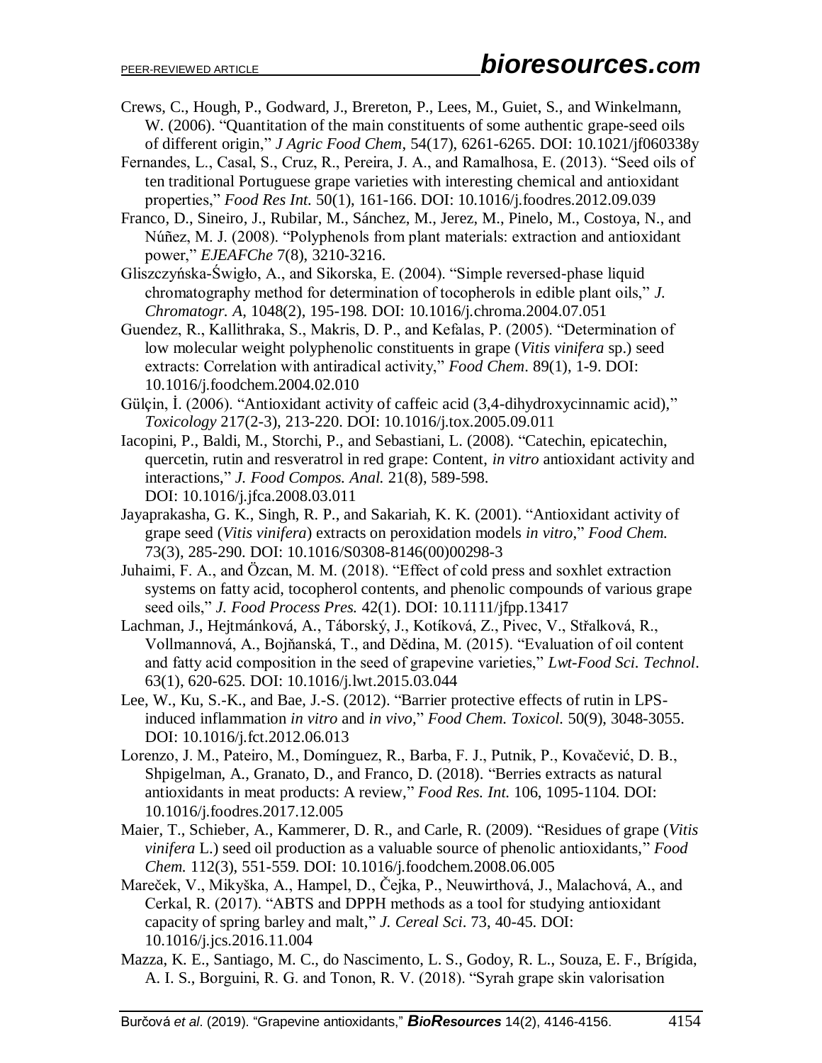Crews, C., Hough, P., Godward, J., Brereton, P., Lees, M., Guiet, S., and Winkelmann, W. (2006). "Quantitation of the main constituents of some authentic grape-seed oils of different origin," *J Agric Food Chem*, 54(17), 6261-6265. DOI: 10.1021/jf060338y

Fernandes, L., Casal, S., Cruz, R., Pereira, J. A., and Ramalhosa, E. (2013). "Seed oils of ten traditional Portuguese grape varieties with interesting chemical and antioxidant properties," *Food Res Int.* 50(1), 161-166. DOI: 10.1016/j.foodres.2012.09.039

Franco, D., Sineiro, J., Rubilar, M., Sánchez, M., Jerez, M., Pinelo, M., Costoya, N., and Núñez, M. J. (2008). "Polyphenols from plant materials: extraction and antioxidant power," *EJEAFChe* 7(8), 3210-3216.

Gliszczyńska-Świgło, A., and Sikorska, E. (2004). "Simple reversed-phase liquid chromatography method for determination of tocopherols in edible plant oils," *J. Chromatogr. A*, 1048(2), 195-198. DOI: 10.1016/j.chroma.2004.07.051

Guendez, R., Kallithraka, S., Makris, D. P., and Kefalas, P. (2005). "Determination of low molecular weight polyphenolic constituents in grape (*Vitis vinifera* sp.) seed extracts: Correlation with antiradical activity," *Food Chem*. 89(1), 1-9. DOI: 10.1016/j.foodchem.2004.02.010

Gülçin, İ. (2006). "Antioxidant activity of caffeic acid (3,4-dihydroxycinnamic acid)," *Toxicology* 217(2-3), 213-220. DOI: 10.1016/j.tox.2005.09.011

Iacopini, P., Baldi, M., Storchi, P., and Sebastiani, L. (2008). "Catechin, epicatechin, quercetin, rutin and resveratrol in red grape: Content, *in vitro* antioxidant activity and interactions," *J. Food Compos. Anal.* 21(8), 589-598. DOI: 10.1016/j.jfca.2008.03.011

Jayaprakasha, G. K., Singh, R. P., and Sakariah, K. K. (2001). "Antioxidant activity of grape seed (*Vitis vinifera*) extracts on peroxidation models *in vitro*," *Food Chem.* 73(3), 285-290. DOI: 10.1016/S0308-8146(00)00298-3

Juhaimi, F. A., and Özcan, M. M. (2018). "Effect of cold press and soxhlet extraction systems on fatty acid, tocopherol contents, and phenolic compounds of various grape seed oils," *J. Food Process Pres.* 42(1). DOI: 10.1111/jfpp.13417

Lachman, J., Hejtmánková, A., Táborský, J., Kotíková, Z., Pivec, V., Střalková, R., Vollmannová, A., Bojňanská, T., and Dědina, M. (2015). "Evaluation of oil content and fatty acid composition in the seed of grapevine varieties," *Lwt-Food Sci. Technol*. 63(1), 620-625. DOI: 10.1016/j.lwt.2015.03.044

Lee, W., Ku, S.-K., and Bae, J.-S. (2012). "Barrier protective effects of rutin in LPS-induced inflammation *in vitro* and *in vivo*," *Food Chem. Toxicol.* 50(9), 3048-3055. DOI: 10.1016/j.fct.2012.06.013

Lorenzo, J. M., Pateiro, M., Domínguez, R., Barba, F. J., Putnik, P., Kovačević, D. B., Shpigelman, A., Granato, D., and Franco, D. (2018). "Berries extracts as natural antioxidants in meat products: A review," *Food Res. Int.* 106, 1095-1104. DOI: 10.1016/j.foodres.2017.12.005

Maier, T., Schieber, A., Kammerer, D. R., and Carle, R. (2009). "Residues of grape (*Vitis vinifera* L.) seed oil production as a valuable source of phenolic antioxidants," *Food Chem.* 112(3), 551-559. DOI: 10.1016/j.foodchem.2008.06.005

Mareček, V., Mikyška, A., Hampel, D., Čejka, P., Neuwirthová, J., Malachová, A., and Cerkal, R. (2017). "ABTS and DPPH methods as a tool for studying antioxidant capacity of spring barley and malt," *J. Cereal Sci*. 73, 40-45. DOI: 10.1016/j.jcs.2016.11.004

Mazza, K. E., Santiago, M. C., do Nascimento, L. S., Godoy, R. L., Souza, E. F., Brígida, A. I. S., Borguini, R. G. and Tonon, R. V. (2018). "Syrah grape skin valorisation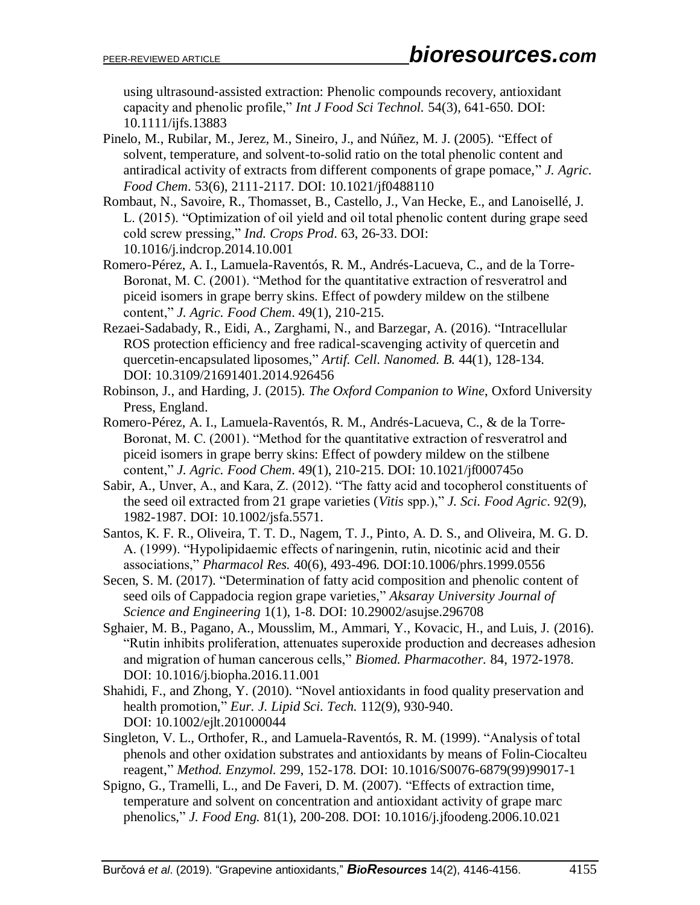using ultrasound-assisted extraction: Phenolic compounds recovery, antioxidant capacity and phenolic profile," *Int J Food Sci Technol.* 54(3), 641-650. DOI: 10.1111/ijfs.13883

Pinelo, M., Rubilar, M., Jerez, M., Sineiro, J., and Núñez, M. J. (2005). "Effect of solvent, temperature, and solvent-to-solid ratio on the total phenolic content and antiradical activity of extracts from different components of grape pomace," *J. Agric. Food Chem*. 53(6), 2111-2117. DOI: 10.1021/jf0488110

Rombaut, N., Savoire, R., Thomasset, B., Castello, J., Van Hecke, E., and Lanoisellé, J. L. (2015). "Optimization of oil yield and oil total phenolic content during grape seed cold screw pressing," *Ind. Crops Prod*. 63, 26-33. DOI: 10.1016/j.indcrop.2014.10.001

Romero-Pérez, A. I., Lamuela-Raventós, R. M., Andrés-Lacueva, C., and de la Torre-Boronat, M. C. (2001). "Method for the quantitative extraction of resveratrol and piceid isomers in grape berry skins. Effect of powdery mildew on the stilbene content," *J. Agric. Food Chem*. 49(1), 210-215.

Rezaei-Sadabady, R., Eidi, A., Zarghami, N., and Barzegar, A. (2016). "Intracellular ROS protection efficiency and free radical-scavenging activity of quercetin and quercetin-encapsulated liposomes," *Artif. Cell. Nanomed. B.* 44(1), 128-134. DOI: 10.3109/21691401.2014.926456

Robinson, J., and Harding, J. (2015). *The Oxford Companion to Wine*, Oxford University Press, England.

Romero-Pérez, A. I., Lamuela-Raventós, R. M., Andrés-Lacueva, C., & de la Torre-Boronat, M. C. (2001). "Method for the quantitative extraction of resveratrol and piceid isomers in grape berry skins: Effect of powdery mildew on the stilbene content," *J. Agric. Food Chem*. 49(1), 210-215. DOI: 10.1021/jf000745o

Sabir, A., Unver, A., and Kara, Z. (2012). "The fatty acid and tocopherol constituents of the seed oil extracted from 21 grape varieties (*Vitis* spp.)," *J. Sci. Food Agric*. 92(9), 1982-1987. DOI: 10.1002/jsfa.5571.

Santos, K. F. R., Oliveira, T. T. D., Nagem, T. J., Pinto, A. D. S., and Oliveira, M. G. D. A. (1999). "Hypolipidaemic effects of naringenin, rutin, nicotinic acid and their associations," *Pharmacol Res.* 40(6), 493-496. DOI:10.1006/phrs.1999.0556

Secen, S. M. (2017). "Determination of fatty acid composition and phenolic content of seed oils of Cappadocia region grape varieties," *Aksaray University Journal of Science and Engineering* 1(1), 1-8. DOI: 10.29002/asujse.296708

Sghaier, M. B., Pagano, A., Mousslim, M., Ammari, Y., Kovacic, H., and Luis, J. (2016). "Rutin inhibits proliferation, attenuates superoxide production and decreases adhesion and migration of human cancerous cells," *Biomed. Pharmacother.* 84, 1972-1978. DOI: 10.1016/j.biopha.2016.11.001

Shahidi, F., and Zhong, Y. (2010). "Novel antioxidants in food quality preservation and health promotion," *Eur. J. Lipid Sci. Tech.* 112(9), 930-940. DOI: 10.1002/ejlt.201000044

Singleton, V. L., Orthofer, R., and Lamuela-Raventós, R. M. (1999). "Analysis of total phenols and other oxidation substrates and antioxidants by means of Folin-Ciocalteu reagent," *Method. Enzymol.* 299, 152-178. DOI: 10.1016/S0076-6879(99)99017-1

Spigno, G., Tramelli, L., and De Faveri, D. M. (2007). "Effects of extraction time, temperature and solvent on concentration and antioxidant activity of grape marc phenolics," *J. Food Eng.* 81(1), 200-208. DOI: 10.1016/j.jfoodeng.2006.10.021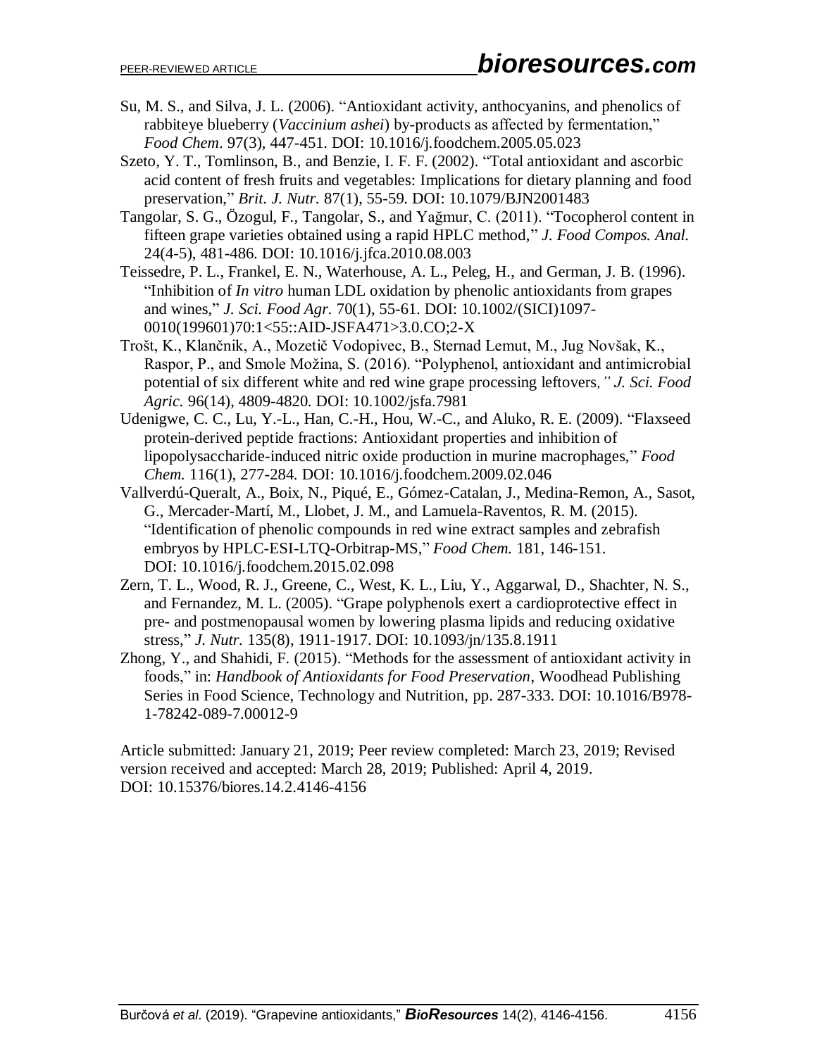Su, M. S., and Silva, J. L. (2006). "Antioxidant activity, anthocyanins, and phenolics of rabbiteye blueberry (*Vaccinium ashei*) by-products as affected by fermentation," *Food Chem*. 97(3), 447-451. DOI: 10.1016/j.foodchem.2005.05.023

Szeto, Y. T., Tomlinson, B., and Benzie, I. F. F. (2002). "Total antioxidant and ascorbic acid content of fresh fruits and vegetables: Implications for dietary planning and food preservation," *Brit. J. Nutr.* 87(1), 55-59. DOI: 10.1079/BJN2001483

Tangolar, S. G., Özogul, F., Tangolar, S., and Yağmur, C. (2011). "Tocopherol content in fifteen grape varieties obtained using a rapid HPLC method," *J. Food Compos. Anal.* 24(4-5), 481-486. DOI: 10.1016/j.jfca.2010.08.003

Teissedre, P. L., Frankel, E. N., Waterhouse, A. L., Peleg, H., and German, J. B. (1996). "Inhibition of *In vitro* human LDL oxidation by phenolic antioxidants from grapes and wines," *J. Sci. Food Agr.* 70(1), 55-61. DOI: 10.1002/(SICI)1097-0010(199601)70:1<55::AID-JSFA471>3.0.CO;2-X

Trošt, K., Klančnik, A., Mozetič Vodopivec, B., Sternad Lemut, M., Jug Novšak, K., Raspor, P., and Smole Možina, S. (2016). "Polyphenol, antioxidant and antimicrobial potential of six different white and red wine grape processing leftovers*," J. Sci. Food Agric.* 96(14), 4809-4820. DOI: 10.1002/jsfa.7981

Udenigwe, C. C., Lu, Y.-L., Han, C.-H., Hou, W.-C., and Aluko, R. E. (2009). "Flaxseed protein-derived peptide fractions: Antioxidant properties and inhibition of lipopolysaccharide-induced nitric oxide production in murine macrophages," *Food Chem.* 116(1), 277-284. DOI: 10.1016/j.foodchem.2009.02.046

Vallverdú-Queralt, A., Boix, N., Piqué, E., Gómez-Catalan, J., Medina-Remon, A., Sasot, G., Mercader-Martí, M., Llobet, J. M., and Lamuela-Raventos, R. M. (2015). "Identification of phenolic compounds in red wine extract samples and zebrafish embryos by HPLC-ESI-LTQ-Orbitrap-MS," *Food Chem.* 181, 146-151. DOI: 10.1016/j.foodchem.2015.02.098

Zern, T. L., Wood, R. J., Greene, C., West, K. L., Liu, Y., Aggarwal, D., Shachter, N. S., and Fernandez, M. L. (2005). "Grape polyphenols exert a cardioprotective effect in pre- and postmenopausal women by lowering plasma lipids and reducing oxidative stress," *J. Nutr.* 135(8), 1911-1917. DOI: 10.1093/jn/135.8.1911

Zhong, Y., and Shahidi, F. (2015). "Methods for the assessment of antioxidant activity in foods," in: *Handbook of Antioxidants for Food Preservation*, Woodhead Publishing Series in Food Science, Technology and Nutrition, pp. 287-333. DOI: 10.1016/B978-1-78242-089-7.00012-9

Article submitted: January 21, 2019; Peer review completed: March 23, 2019; Revised version received and accepted: March 28, 2019; Published: April 4, 2019.
DOI: 10.15376/biores.14.2.4146-4156